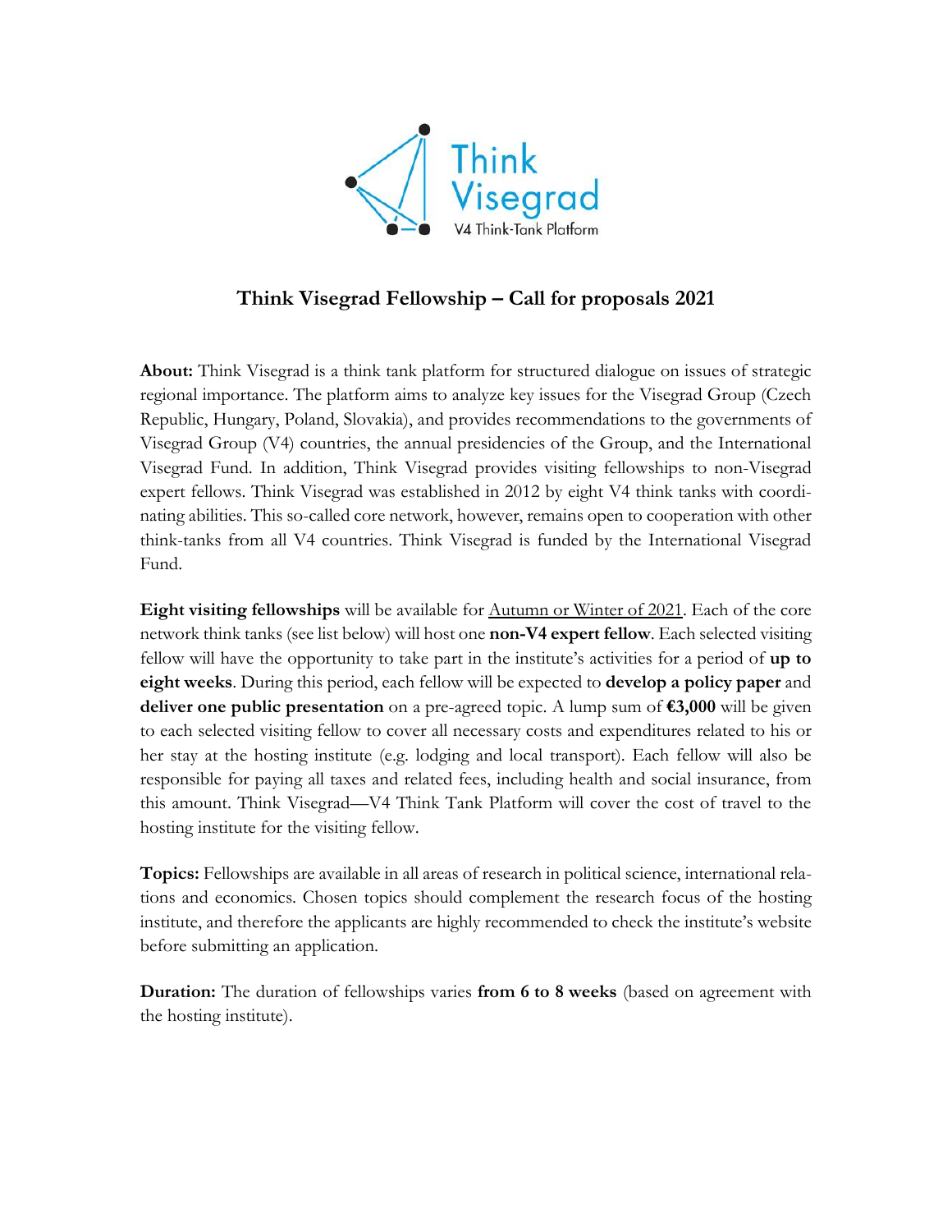Think Visegrad

V4 Think-Tank Platform

# Think Visegrad Fellowship – Call for proposals 2021

**About:** Think Visegrad is a think tank platform for structured dialogue on issues of strategic regional importance. The platform aims to analyze key issues for the Visegrad Group (Czech Republic, Hungary, Poland, Slovakia), and provides recommendations to the governments of Visegrad Group (V4) countries, the annual presidencies of the Group, and the International Visegrad Fund. In addition, Think Visegrad provides visiting fellowships to non-Visegrad expert fellows. Think Visegrad was established in 2012 by eight V4 think tanks with coordinating abilities. This so-called core network, however, remains open to cooperation with other think-tanks from all V4 countries. Think Visegrad is funded by the International Visegrad Fund.

**Eight visiting fellowships** will be available for <u>Autumn or Winter of 2021</u>. Each of the core network think tanks (see list below) will host one **non-V4 expert fellow**. Each selected visiting fellow will have the opportunity to take part in the institute's activities for a period of **up to eight weeks**. During this period, each fellow will be expected to **develop a policy paper** and **deliver one public presentation** on a pre-agreed topic. A lump sum of **€3,000** will be given to each selected visiting fellow to cover all necessary costs and expenditures related to his or her stay at the hosting institute (e.g. lodging and local transport). Each fellow will also be responsible for paying all taxes and related fees, including health and social insurance, from this amount. Think Visegrad—V4 Think Tank Platform will cover the cost of travel to the hosting institute for the visiting fellow.

**Topics:** Fellowships are available in all areas of research in political science, international relations and economics. Chosen topics should complement the research focus of the hosting institute, and therefore the applicants are highly recommended to check the institute's website before submitting an application.

**Duration:** The duration of fellowships varies **from 6 to 8 weeks** (based on agreement with the hosting institute).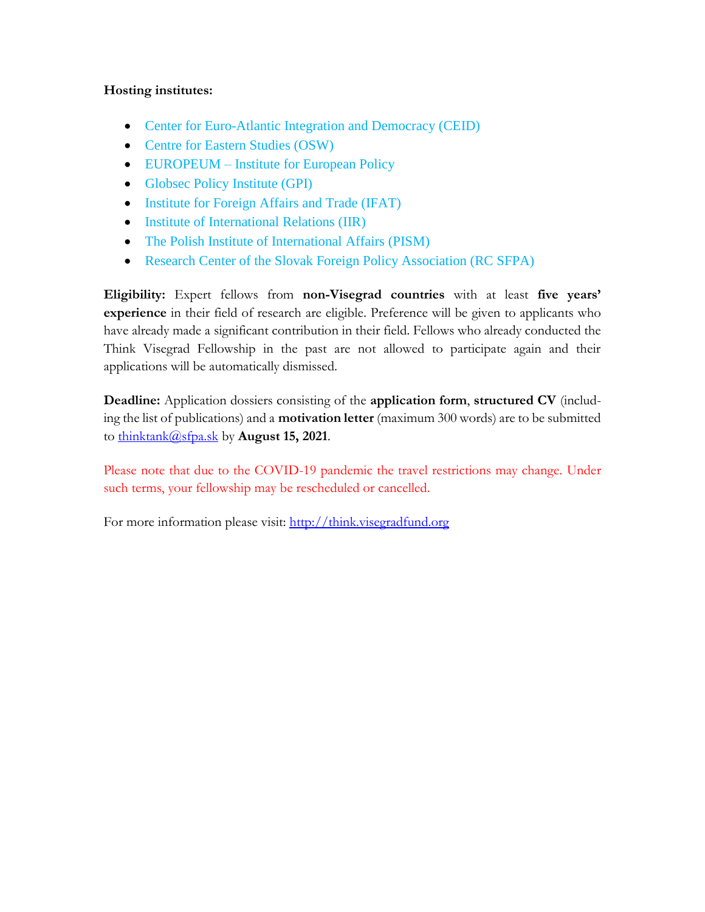**Hosting institutes:**

- Center for Euro-Atlantic Integration and Democracy (CEID)
- Centre for Eastern Studies (OSW)
- EUROPEUM – Institute for European Policy
- Globsec Policy Institute (GPI)
- Institute for Foreign Affairs and Trade (IFAT)
- Institute of International Relations (IIR)
- The Polish Institute of International Affairs (PISM)
- Research Center of the Slovak Foreign Policy Association (RC SFPA)

**Eligibility:** Expert fellows from **non-Visegrad countries** with at least **five years' experience** in their field of research are eligible. Preference will be given to applicants who have already made a significant contribution in their field. Fellows who already conducted the Think Visegrad Fellowship in the past are not allowed to participate again and their applications will be automatically dismissed.

**Deadline:** Application dossiers consisting of the **application form**, **structured CV** (including the list of publications) and a **motivation letter** (maximum 300 words) are to be submitted to thinktank@sfpa.sk by **August 15, 2021**.

Please note that due to the COVID-19 pandemic the travel restrictions may change. Under such terms, your fellowship may be rescheduled or cancelled.

For more information please visit: http://think.visegradfund.org